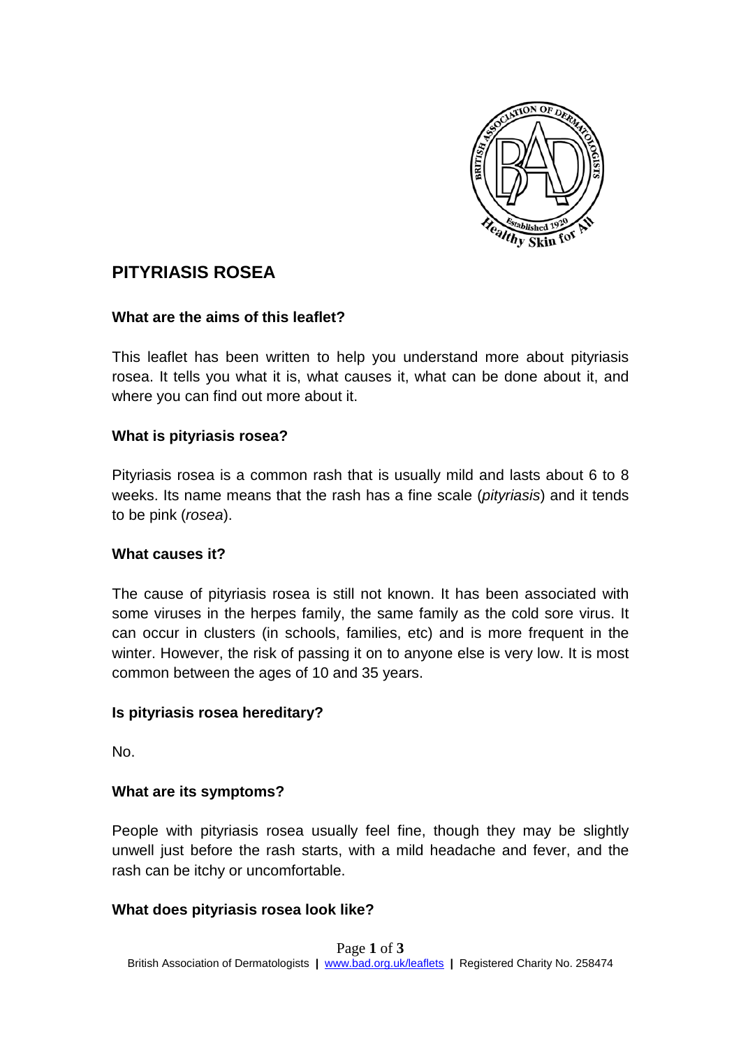# PITYRIASIS ROSEA

### What are the aims of this leaflet?

This leaflet has been written to help you understand more about pityriasis rosea. It tells you what it is, what causes it, what can be done about it, and where you can find out more about it.

### What is pityriasis rosea?

Pityriasis rosea is a common rash that is usually mild and lasts about 6 to 8 weeks. Its name means that the rash has a fine scale (*pityriasis*) and it tends to be pink (*rosea*).

### What causes it?

The cause of pityriasis rosea is still not known. It has been associated with some viruses in the herpes family, the same family as the cold sore virus. It can occur in clusters (in schools, families, etc) and is more frequent in the winter. However, the risk of passing it on to anyone else is very low. It is most common between the ages of 10 and 35 years.

### Is pityriasis rosea hereditary?

No.

### What are its symptoms?

People with pityriasis rosea usually feel fine, though they may be slightly unwell just before the rash starts, with a mild headache and fever, and the rash can be itchy or uncomfortable.

### What does pityriasis rosea look like?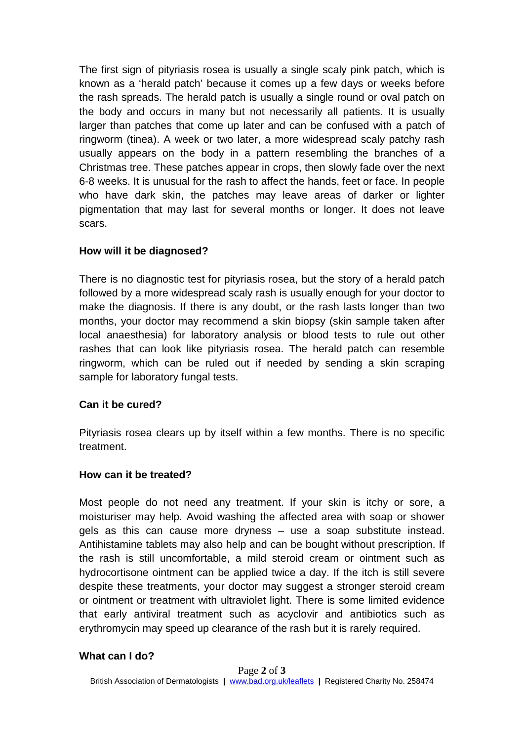The first sign of pityriasis rosea is usually a single scaly pink patch, which is known as a 'herald patch' because it comes up a few days or weeks before the rash spreads. The herald patch is usually a single round or oval patch on the body and occurs in many but not necessarily all patients. It is usually larger than patches that come up later and can be confused with a patch of ringworm (tinea). A week or two later, a more widespread scaly patchy rash usually appears on the body in a pattern resembling the branches of a Christmas tree. These patches appear in crops, then slowly fade over the next 6-8 weeks. It is unusual for the rash to affect the hands, feet or face. In people who have dark skin, the patches may leave areas of darker or lighter pigmentation that may last for several months or longer. It does not leave scars.

**How will it be diagnosed?**

There is no diagnostic test for pityriasis rosea, but the story of a herald patch followed by a more widespread scaly rash is usually enough for your doctor to make the diagnosis. If there is any doubt, or the rash lasts longer than two months, your doctor may recommend a skin biopsy (skin sample taken after local anaesthesia) for laboratory analysis or blood tests to rule out other rashes that can look like pityriasis rosea. The herald patch can resemble ringworm, which can be ruled out if needed by sending a skin scraping sample for laboratory fungal tests.

**Can it be cured?**

Pityriasis rosea clears up by itself within a few months. There is no specific treatment.

**How can it be treated?**

Most people do not need any treatment. If your skin is itchy or sore, a moisturiser may help. Avoid washing the affected area with soap or shower gels as this can cause more dryness – use a soap substitute instead. Antihistamine tablets may also help and can be bought without prescription. If the rash is still uncomfortable, a mild steroid cream or ointment such as hydrocortisone ointment can be applied twice a day. If the itch is still severe despite these treatments, your doctor may suggest a stronger steroid cream or ointment or treatment with ultraviolet light. There is some limited evidence that early antiviral treatment such as acyclovir and antibiotics such as erythromycin may speed up clearance of the rash but it is rarely required.

**What can I do?**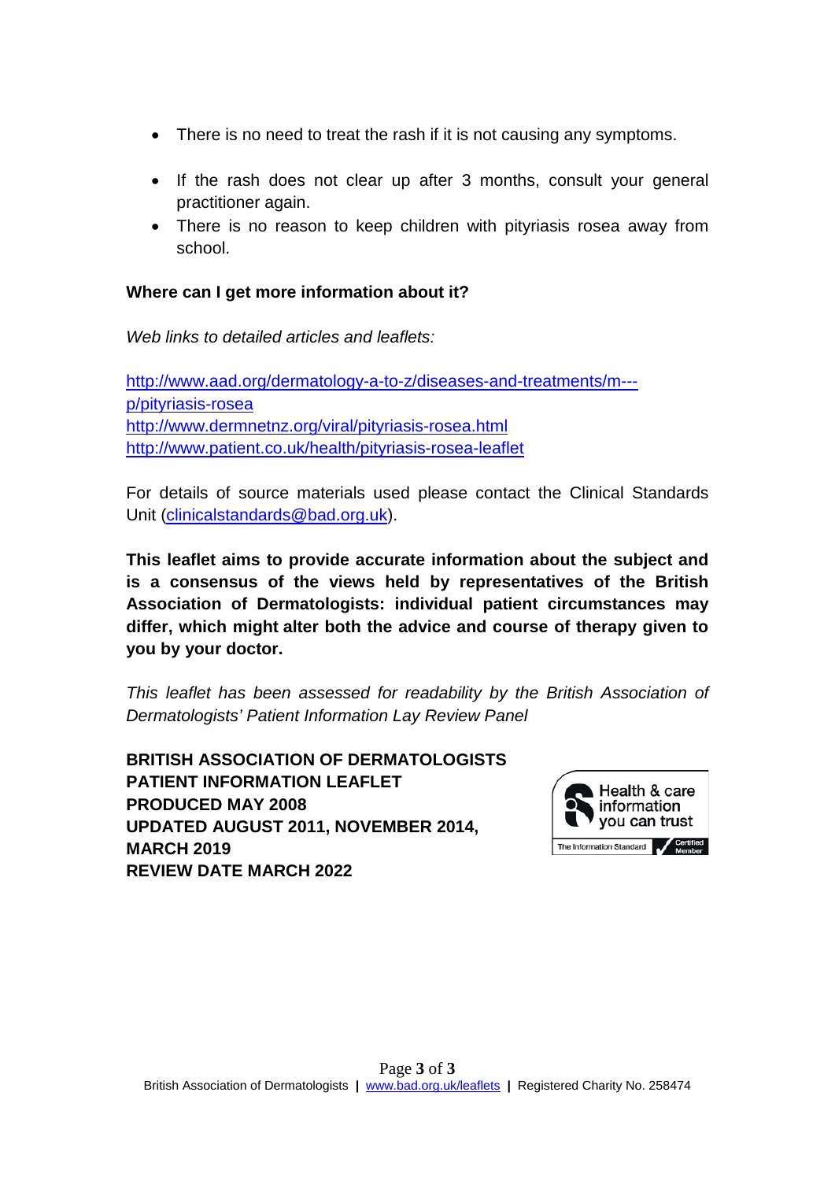- There is no need to treat the rash if it is not causing any symptoms.
- If the rash does not clear up after 3 months, consult your general practitioner again.
- There is no reason to keep children with pityriasis rosea away from school.

**Where can I get more information about it?**

*Web links to detailed articles and leaflets:*

http://www.aad.org/dermatology-a-to-z/diseases-and-treatments/m---p/pityriasis-rosea
http://www.dermnetnz.org/viral/pityriasis-rosea.html
http://www.patient.co.uk/health/pityriasis-rosea-leaflet

For details of source materials used please contact the Clinical Standards Unit (clinicalstandards@bad.org.uk).

**This leaflet aims to provide accurate information about the subject and is a consensus of the views held by representatives of the British Association of Dermatologists: individual patient circumstances may differ, which might alter both the advice and course of therapy given to you by your doctor.**

*This leaflet has been assessed for readability by the British Association of Dermatologists' Patient Information Lay Review Panel*

**BRITISH ASSOCIATION OF DERMATOLOGISTS**
**PATIENT INFORMATION LEAFLET**
**PRODUCED MAY 2008**
**UPDATED AUGUST 2011, NOVEMBER 2014, MARCH 2019**
**REVIEW DATE MARCH 2022**

Health & care information you can trust
The Information Standard — Certified Member